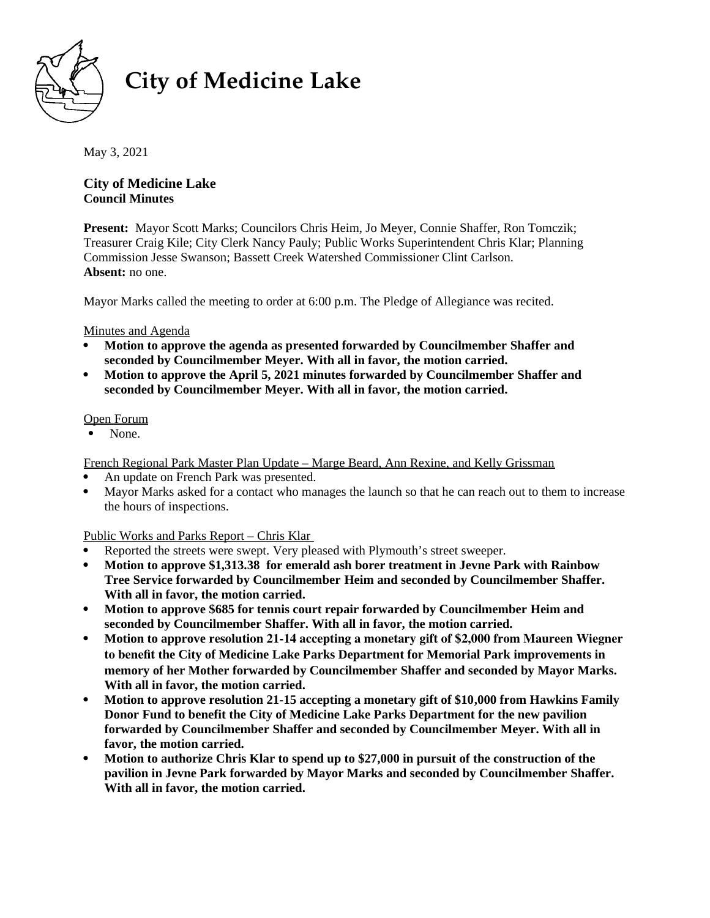# City of Medicine Lake

May 3, 2021

**City of Medicine Lake**
**Council Minutes**

**Present:** Mayor Scott Marks; Councilors Chris Heim, Jo Meyer, Connie Shaffer, Ron Tomczik; Treasurer Craig Kile; City Clerk Nancy Pauly; Public Works Superintendent Chris Klar; Planning Commission Jesse Swanson; Bassett Creek Watershed Commissioner Clint Carlson.
**Absent:** no one.

Mayor Marks called the meeting to order at 6:00 p.m. The Pledge of Allegiance was recited.

Minutes and Agenda

- **Motion to approve the agenda as presented forwarded by Councilmember Shaffer and seconded by Councilmember Meyer. With all in favor, the motion carried.**
- **Motion to approve the April 5, 2021 minutes forwarded by Councilmember Shaffer and seconded by Councilmember Meyer. With all in favor, the motion carried.**

Open Forum

- None.

French Regional Park Master Plan Update – Marge Beard, Ann Rexine, and Kelly Grissman

- An update on French Park was presented.
- Mayor Marks asked for a contact who manages the launch so that he can reach out to them to increase the hours of inspections.

Public Works and Parks Report – Chris Klar

- Reported the streets were swept. Very pleased with Plymouth's street sweeper.
- **Motion to approve $1,313.38 for emerald ash borer treatment in Jevne Park with Rainbow Tree Service forwarded by Councilmember Heim and seconded by Councilmember Shaffer. With all in favor, the motion carried.**
- **Motion to approve $685 for tennis court repair forwarded by Councilmember Heim and seconded by Councilmember Shaffer. With all in favor, the motion carried.**
- **Motion to approve resolution 21-14 accepting a monetary gift of $2,000 from Maureen Wiegner to benefit the City of Medicine Lake Parks Department for Memorial Park improvements in memory of her Mother forwarded by Councilmember Shaffer and seconded by Mayor Marks. With all in favor, the motion carried.**
- **Motion to approve resolution 21-15 accepting a monetary gift of $10,000 from Hawkins Family Donor Fund to benefit the City of Medicine Lake Parks Department for the new pavilion forwarded by Councilmember Shaffer and seconded by Councilmember Meyer. With all in favor, the motion carried.**
- **Motion to authorize Chris Klar to spend up to $27,000 in pursuit of the construction of the pavilion in Jevne Park forwarded by Mayor Marks and seconded by Councilmember Shaffer. With all in favor, the motion carried.**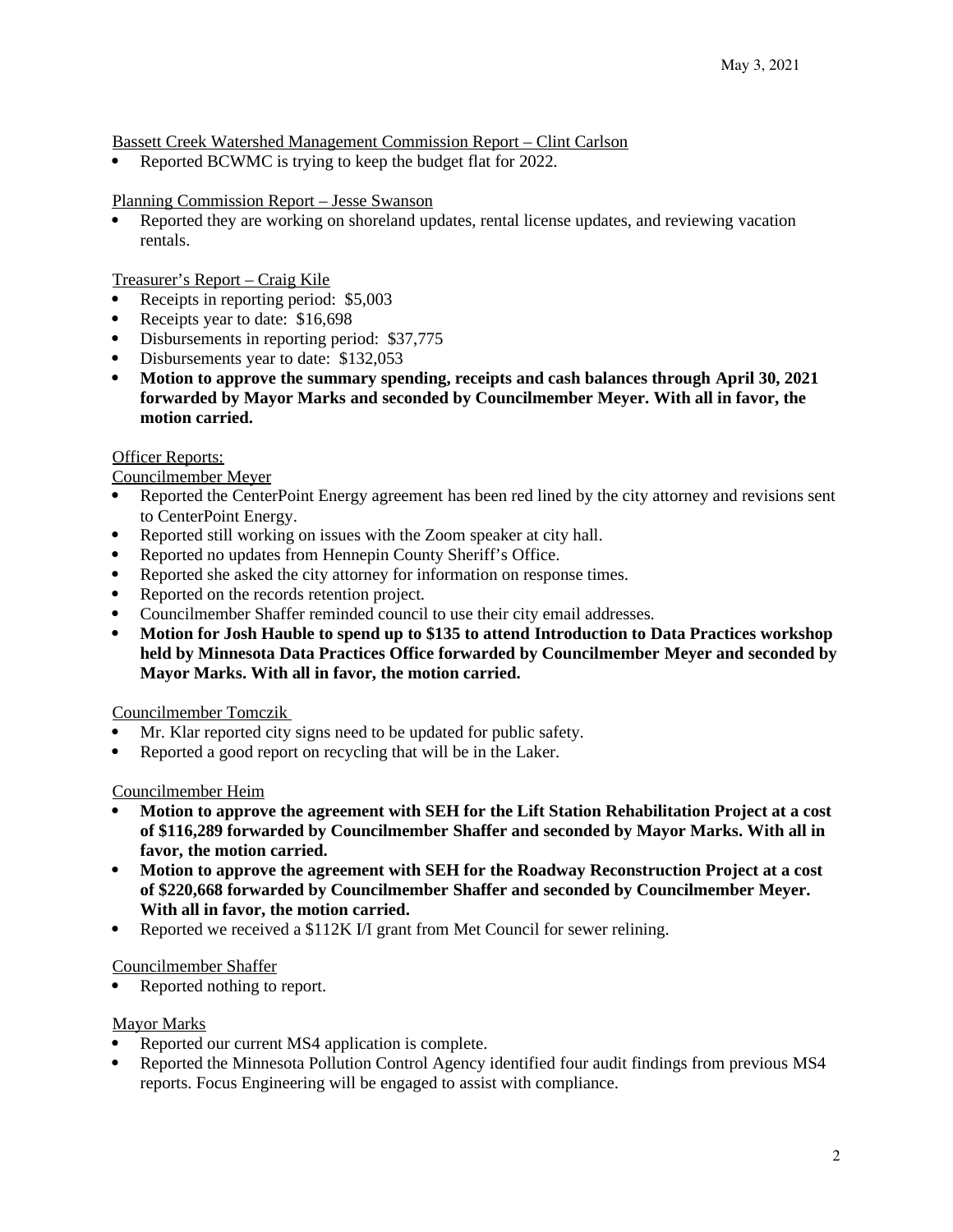Bassett Creek Watershed Management Commission Report – Clint Carlson

- Reported BCWMC is trying to keep the budget flat for 2022.

Planning Commission Report – Jesse Swanson

- Reported they are working on shoreland updates, rental license updates, and reviewing vacation rentals.

Treasurer's Report – Craig Kile

- Receipts in reporting period: $5,003
- Receipts year to date: $16,698
- Disbursements in reporting period: $37,775
- Disbursements year to date: $132,053
- **Motion to approve the summary spending, receipts and cash balances through April 30, 2021 forwarded by Mayor Marks and seconded by Councilmember Meyer. With all in favor, the motion carried.**

Officer Reports:

Councilmember Meyer

- Reported the CenterPoint Energy agreement has been red lined by the city attorney and revisions sent to CenterPoint Energy.
- Reported still working on issues with the Zoom speaker at city hall.
- Reported no updates from Hennepin County Sheriff's Office.
- Reported she asked the city attorney for information on response times.
- Reported on the records retention project.
- Councilmember Shaffer reminded council to use their city email addresses.
- **Motion for Josh Hauble to spend up to $135 to attend Introduction to Data Practices workshop held by Minnesota Data Practices Office forwarded by Councilmember Meyer and seconded by Mayor Marks. With all in favor, the motion carried.**

Councilmember Tomczik

- Mr. Klar reported city signs need to be updated for public safety.
- Reported a good report on recycling that will be in the Laker.

Councilmember Heim

- **Motion to approve the agreement with SEH for the Lift Station Rehabilitation Project at a cost of $116,289 forwarded by Councilmember Shaffer and seconded by Mayor Marks. With all in favor, the motion carried.**
- **Motion to approve the agreement with SEH for the Roadway Reconstruction Project at a cost of $220,668 forwarded by Councilmember Shaffer and seconded by Councilmember Meyer. With all in favor, the motion carried.**
- Reported we received a $112K I/I grant from Met Council for sewer relining.

Councilmember Shaffer

- Reported nothing to report.

Mayor Marks

- Reported our current MS4 application is complete.
- Reported the Minnesota Pollution Control Agency identified four audit findings from previous MS4 reports. Focus Engineering will be engaged to assist with compliance.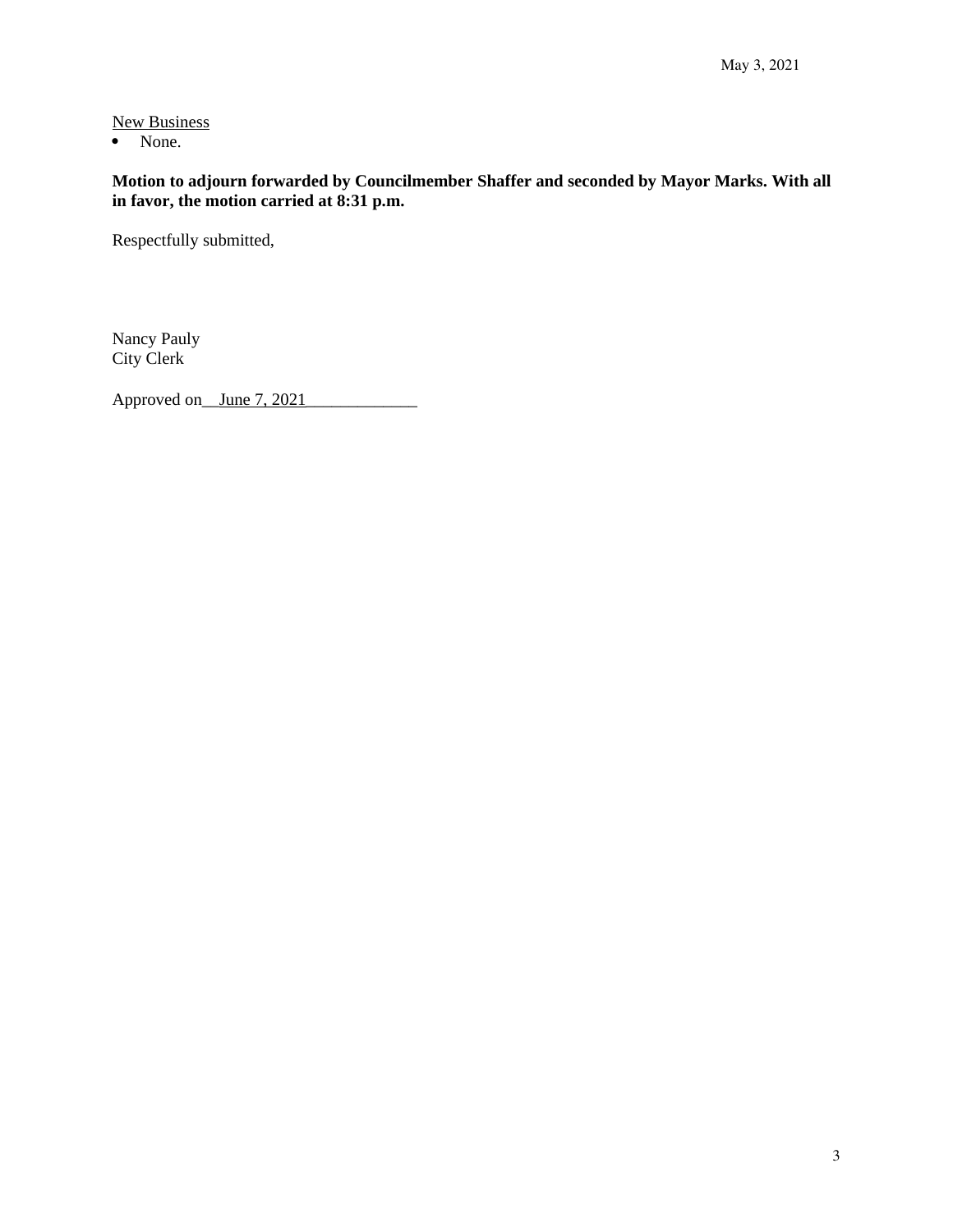New Business

- None.

**Motion to adjourn forwarded by Councilmember Shaffer and seconded by Mayor Marks. With all in favor, the motion carried at 8:31 p.m.**

Respectfully submitted,

Nancy Pauly
City Clerk

Approved on__June 7, 2021_____________